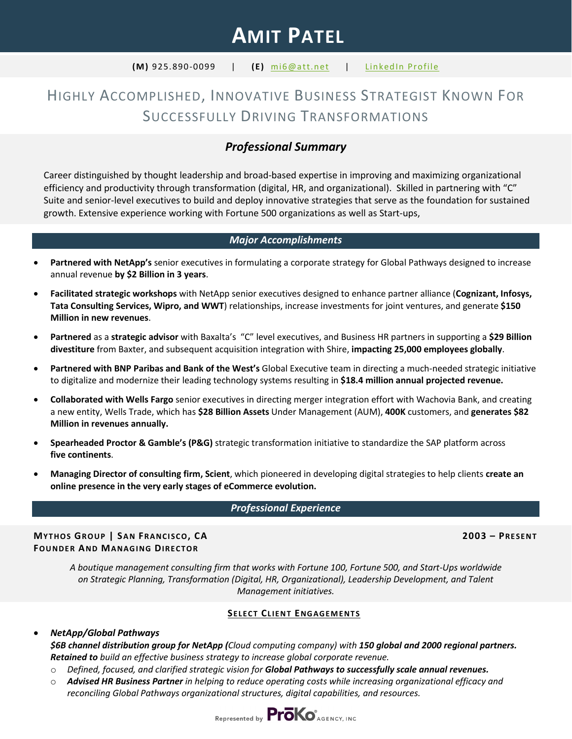# AMIT PATEL

**(M)** 925.890-0099 | **(E)** mi6@att.net | LinkedIn Profile

## HIGHLY ACCOMPLISHED, INNOVATIVE BUSINESS STRATEGIST KNOWN FOR SUCCESSFULLY DRIVING TRANSFORMATIONS

## *Professional Summary*

Career distinguished by thought leadership and broad-based expertise in improving and maximizing organizational efficiency and productivity through transformation (digital, HR, and organizational). Skilled in partnering with "C" Suite and senior-level executives to build and deploy innovative strategies that serve as the foundation for sustained growth. Extensive experience working with Fortune 500 organizations as well as Start-ups,

## *Major Accomplishments*

- **Partnered with NetApp's** senior executives in formulating a corporate strategy for Global Pathways designed to increase annual revenue **by $2 Billion in 3 years**.
- **Facilitated strategic workshops** with NetApp senior executives designed to enhance partner alliance (**Cognizant, Infosys, Tata Consulting Services, Wipro, and WWT**) relationships, increase investments for joint ventures, and generate **$150 Million in new revenues**.
- **Partnered** as a **strategic advisor** with Baxalta's "C" level executives, and Business HR partners in supporting a **$29 Billion divestiture** from Baxter, and subsequent acquisition integration with Shire, **impacting 25,000 employees globally**.
- **Partnered with BNP Paribas and Bank of the West's** Global Executive team in directing a much-needed strategic initiative to digitalize and modernize their leading technology systems resulting in **$18.4 million annual projected revenue.**
- **Collaborated with Wells Fargo** senior executives in directing merger integration effort with Wachovia Bank, and creating a new entity, Wells Trade, which has **$28 Billion Assets** Under Management (AUM), **400K** customers, and **generates $82 Million in revenues annually.**
- **Spearheaded Proctor & Gamble's (P&G)** strategic transformation initiative to standardize the SAP platform across **five continents**.
- **Managing Director of consulting firm, Scient**, which pioneered in developing digital strategies to help clients **create an online presence in the very early stages of eCommerce evolution.**

## *Professional Experience*

**MYTHOS GROUP | SAN FRANCISCO, CA** — **2003 – PRESENT**
**FOUNDER AND MANAGING DIRECTOR**

*A boutique management consulting firm that works with Fortune 100, Fortune 500, and Start-Ups worldwide on Strategic Planning, Transformation (Digital, HR, Organizational), Leadership Development, and Talent Management initiatives.*

**SELECT CLIENT ENGAGEMENTS**

- ***NetApp/Global Pathways***
  ***$6B channel distribution group for NetApp (****Cloud computing company) with* ***150 global and 2000 regional partners. Retained to*** *build an effective business strategy to increase global corporate revenue.*
  - *Defined, focused, and clarified strategic vision for* ***Global Pathways to successfully scale annual revenues.***
  - ***Advised HR Business Partner*** *in helping to reduce operating costs while increasing organizational efficacy and reconciling Global Pathways organizational structures, digital capabilities, and resources.*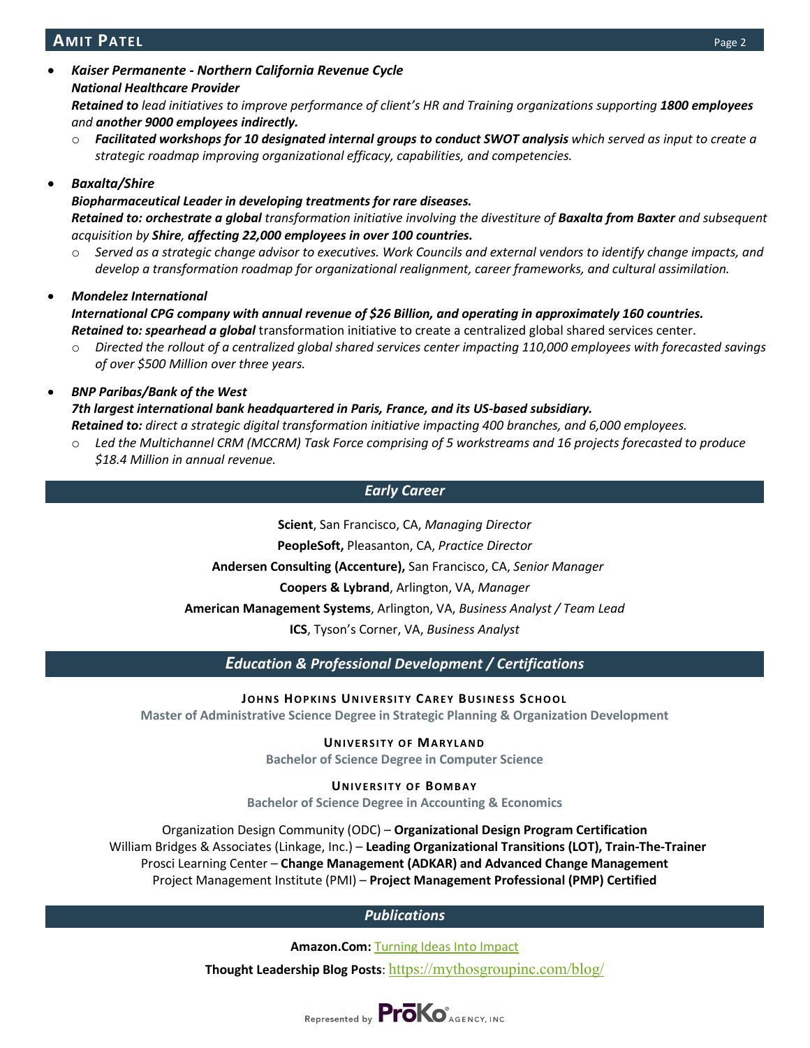- ***Kaiser Permanente - Northern California Revenue Cycle***
  ***National Healthcare Provider***
  ***Retained to*** *lead initiatives to improve performance of client's HR and Training organizations supporting* ***1800 employees*** *and* ***another 9000 employees indirectly.***
  - ***Facilitated workshops for 10 designated internal groups to conduct SWOT analysis*** *which served as input to create a strategic roadmap improving organizational efficacy, capabilities, and competencies.*

- ***Baxalta/Shire***
  ***Biopharmaceutical Leader in developing treatments for rare diseases.***
  ***Retained to: orchestrate a global*** *transformation initiative involving the divestiture of* ***Baxalta from Baxter*** *and subsequent acquisition by* ***Shire, affecting 22,000 employees in over 100 countries.***
  - *Served as a strategic change advisor to executives. Work Councils and external vendors to identify change impacts, and develop a transformation roadmap for organizational realignment, career frameworks, and cultural assimilation.*

- ***Mondelez International***
  ***International CPG company with annual revenue of $26 Billion, and operating in approximately 160 countries.***
  ***Retained to: spearhead a global*** transformation initiative to create a centralized global shared services center.
  - *Directed the rollout of a centralized global shared services center impacting 110,000 employees with forecasted savings of over $500 Million over three years.*

- ***BNP Paribas/Bank of the West***
  ***7th largest international bank headquartered in Paris, France, and its US-based subsidiary.***
  ***Retained to:*** *direct a strategic digital transformation initiative impacting 400 branches, and 6,000 employees.*
  - *Led the Multichannel CRM (MCCRM) Task Force comprising of 5 workstreams and 16 projects forecasted to produce $18.4 Million in annual revenue.*

## *Early Career*

**Scient**, San Francisco, CA, *Managing Director*

**PeopleSoft,** Pleasanton, CA, *Practice Director*

**Andersen Consulting (Accenture),** San Francisco, CA, *Senior Manager*

**Coopers & Lybrand**, Arlington, VA, *Manager*

**American Management Systems**, Arlington, VA, *Business Analyst / Team Lead*

**ICS**, Tyson's Corner, VA, *Business Analyst*

## *Education & Professional Development / Certifications*

**JOHNS HOPKINS UNIVERSITY CAREY BUSINESS SCHOOL**
**Master of Administrative Science Degree in Strategic Planning & Organization Development**

**UNIVERSITY OF MARYLAND**
**Bachelor of Science Degree in Computer Science**

**UNIVERSITY OF BOMBAY**
**Bachelor of Science Degree in Accounting & Economics**

Organization Design Community (ODC) – **Organizational Design Program Certification**
William Bridges & Associates (Linkage, Inc.) – **Leading Organizational Transitions (LOT), Train-The-Trainer**
Prosci Learning Center – **Change Management (ADKAR) and Advanced Change Management**
Project Management Institute (PMI) – **Project Management Professional (PMP) Certified**

## *Publications*

**Amazon.Com:** Turning Ideas Into Impact

**Thought Leadership Blog Posts**: https://mythosgroupinc.com/blog/

Represented by PrōKo AGENCY, INC